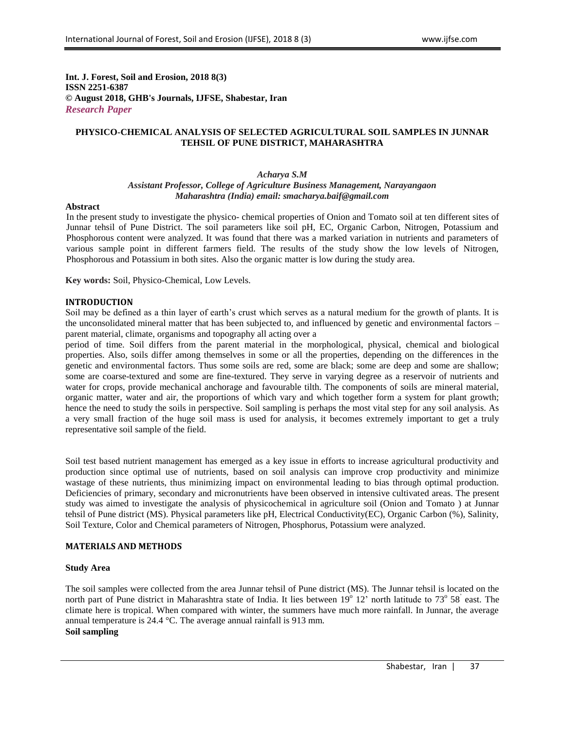**Int. J. Forest, Soil and Erosion, 2018 8(3)**
**ISSN 2251-6387**
**© August 2018, GHB's Journals, IJFSE, Shabestar, Iran**
***Research Paper***

# PHYSICO-CHEMICAL ANALYSIS OF SELECTED AGRICULTURAL SOIL SAMPLES IN JUNNAR TEHSIL OF PUNE DISTRICT, MAHARASHTRA

***Acharya S.M***
*Assistant Professor, College of Agriculture Business Management, Narayangaon Maharashtra (India) email: smacharya.baif@gmail.com*

**Abstract**

In the present study to investigate the physico- chemical properties of Onion and Tomato soil at ten different sites of Junnar tehsil of Pune District. The soil parameters like soil pH, EC, Organic Carbon, Nitrogen, Potassium and Phosphorous content were analyzed. It was found that there was a marked variation in nutrients and parameters of various sample point in different farmers field. The results of the study show the low levels of Nitrogen, Phosphorous and Potassium in both sites. Also the organic matter is low during the study area.

**Key words:** Soil, Physico-Chemical, Low Levels.

## INTRODUCTION

Soil may be defined as a thin layer of earth's crust which serves as a natural medium for the growth of plants. It is the unconsolidated mineral matter that has been subjected to, and influenced by genetic and environmental factors – parent material, climate, organisms and topography all acting over a period of time. Soil differs from the parent material in the morphological, physical, chemical and biological properties. Also, soils differ among themselves in some or all the properties, depending on the differences in the genetic and environmental factors. Thus some soils are red, some are black; some are deep and some are shallow; some are coarse-textured and some are fine-textured. They serve in varying degree as a reservoir of nutrients and water for crops, provide mechanical anchorage and favourable tilth. The components of soils are mineral material, organic matter, water and air, the proportions of which vary and which together form a system for plant growth; hence the need to study the soils in perspective. Soil sampling is perhaps the most vital step for any soil analysis. As a very small fraction of the huge soil mass is used for analysis, it becomes extremely important to get a truly representative soil sample of the field.

Soil test based nutrient management has emerged as a key issue in efforts to increase agricultural productivity and production since optimal use of nutrients, based on soil analysis can improve crop productivity and minimize wastage of these nutrients, thus minimizing impact on environmental leading to bias through optimal production. Deficiencies of primary, secondary and micronutrients have been observed in intensive cultivated areas. The present study was aimed to investigate the analysis of physicochemical in agriculture soil (Onion and Tomato ) at Junnar tehsil of Pune district (MS). Physical parameters like pH, Electrical Conductivity(EC), Organic Carbon (%), Salinity, Soil Texture, Color and Chemical parameters of Nitrogen, Phosphorus, Potassium were analyzed.

## MATERIALS AND METHODS

### Study Area

The soil samples were collected from the area Junnar tehsil of Pune district (MS). The Junnar tehsil is located on the north part of Pune district in Maharashtra state of India. It lies between 19° 12' north latitude to 73° 58' east. The climate here is tropical. When compared with winter, the summers have much more rainfall. In Junnar, the average annual temperature is 24.4 °C. The average annual rainfall is 913 mm.

### Soil sampling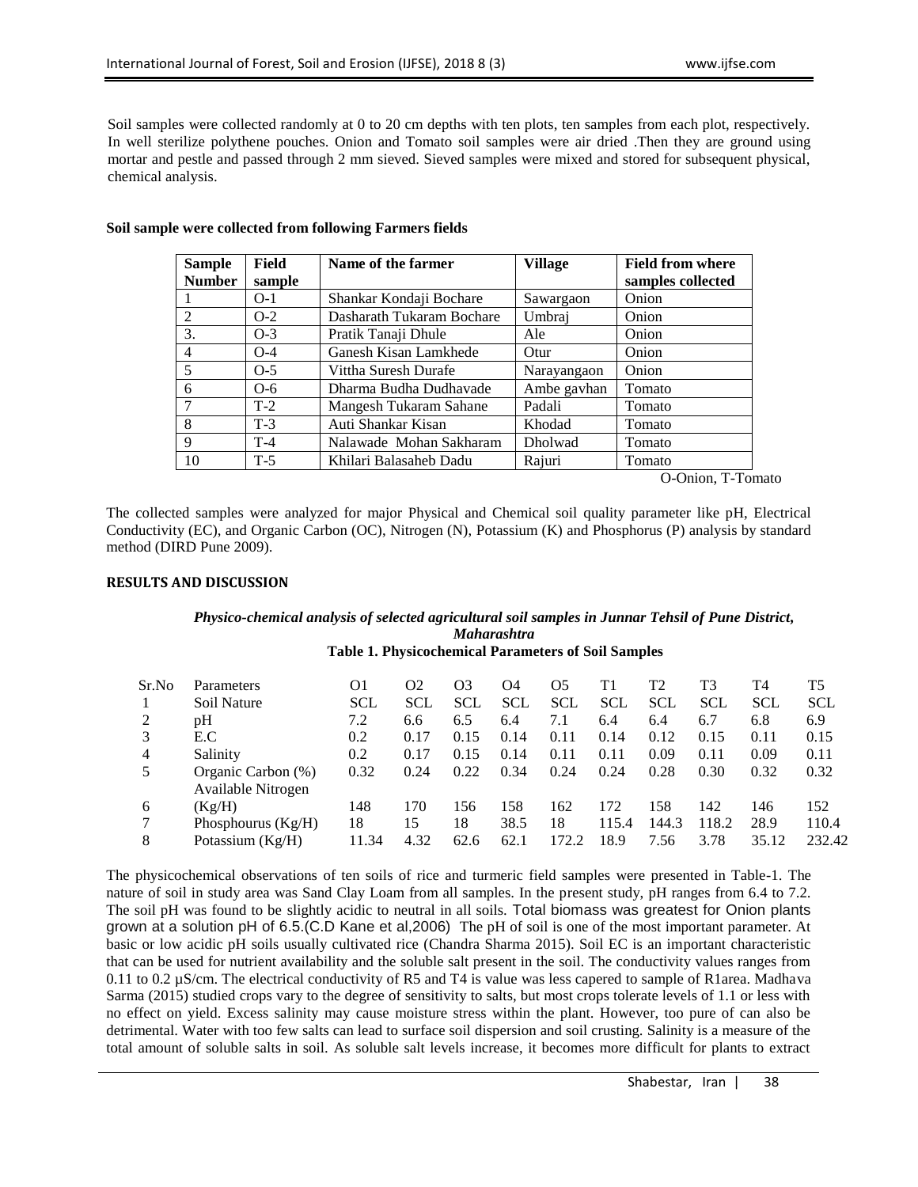Soil samples were collected randomly at 0 to 20 cm depths with ten plots, ten samples from each plot, respectively. In well sterilize polythene pouches. Onion and Tomato soil samples were air dried .Then they are ground using mortar and pestle and passed through 2 mm sieved. Sieved samples were mixed and stored for subsequent physical, chemical analysis.

**Soil sample were collected from following Farmers fields**

| Sample Number | Field sample | Name of the farmer | Village | Field from where samples collected |
|---|---|---|---|---|
| 1 | O-1 | Shankar Kondaji Bochare | Sawargaon | Onion |
| 2 | O-2 | Dasharath Tukaram Bochare | Umbraj | Onion |
| 3. | O-3 | Pratik Tanaji Dhule | Ale | Onion |
| 4 | O-4 | Ganesh Kisan Lamkhede | Otur | Onion |
| 5 | O-5 | Vittha Suresh Durafe | Narayangaon | Onion |
| 6 | O-6 | Dharma Budha Dudhavade | Ambe gavhan | Tomato |
| 7 | T-2 | Mangesh Tukaram Sahane | Padali | Tomato |
| 8 | T-3 | Auti Shankar Kisan | Khodad | Tomato |
| 9 | T-4 | Nalawade Mohan Sakharam | Dholwad | Tomato |
| 10 | T-5 | Khilari Balasaheb Dadu | Rajuri | Tomato |

O-Onion, T-Tomato

The collected samples were analyzed for major Physical and Chemical soil quality parameter like pH, Electrical Conductivity (EC), and Organic Carbon (OC), Nitrogen (N), Potassium (K) and Phosphorus (P) analysis by standard method (DIRD Pune 2009).

## RESULTS AND DISCUSSION

***Physico-chemical analysis of selected agricultural soil samples in Junnar Tehsil of Pune District, Maharashtra***

**Table 1. Physicochemical Parameters of Soil Samples**

| Sr.No | Parameters | O1 | O2 | O3 | O4 | O5 | T1 | T2 | T3 | T4 | T5 |
|---|---|---|---|---|---|---|---|---|---|---|---|
| 1 | Soil Nature | SCL | SCL | SCL | SCL | SCL | SCL | SCL | SCL | SCL | SCL |
| 2 | pH | 7.2 | 6.6 | 6.5 | 6.4 | 7.1 | 6.4 | 6.4 | 6.7 | 6.8 | 6.9 |
| 3 | E.C | 0.2 | 0.17 | 0.15 | 0.14 | 0.11 | 0.14 | 0.12 | 0.15 | 0.11 | 0.15 |
| 4 | Salinity | 0.2 | 0.17 | 0.15 | 0.14 | 0.11 | 0.11 | 0.09 | 0.11 | 0.09 | 0.11 |
| 5 | Organic Carbon (%) | 0.32 | 0.24 | 0.22 | 0.34 | 0.24 | 0.24 | 0.28 | 0.30 | 0.32 | 0.32 |
| 6 | Available Nitrogen (Kg/H) | 148 | 170 | 156 | 158 | 162 | 172 | 158 | 142 | 146 | 152 |
| 7 | Phosphourus (Kg/H) | 18 | 15 | 18 | 38.5 | 18 | 115.4 | 144.3 | 118.2 | 28.9 | 110.4 |
| 8 | Potassium (Kg/H) | 11.34 | 4.32 | 62.6 | 62.1 | 172.2 | 18.9 | 7.56 | 3.78 | 35.12 | 232.42 |

The physicochemical observations of ten soils of rice and turmeric field samples were presented in Table-1. The nature of soil in study area was Sand Clay Loam from all samples. In the present study, pH ranges from 6.4 to 7.2. The soil pH was found to be slightly acidic to neutral in all soils. Total biomass was greatest for Onion plants grown at a solution pH of 6.5.(C.D Kane et al,2006) The pH of soil is one of the most important parameter. At basic or low acidic pH soils usually cultivated rice (Chandra Sharma 2015). Soil EC is an important characteristic that can be used for nutrient availability and the soluble salt present in the soil. The conductivity values ranges from 0.11 to 0.2 µS/cm. The electrical conductivity of R5 and T4 is value was less capered to sample of R1area. Madhava Sarma (2015) studied crops vary to the degree of sensitivity to salts, but most crops tolerate levels of 1.1 or less with no effect on yield. Excess salinity may cause moisture stress within the plant. However, too pure of can also be detrimental. Water with too few salts can lead to surface soil dispersion and soil crusting. Salinity is a measure of the total amount of soluble salts in soil. As soluble salt levels increase, it becomes more difficult for plants to extract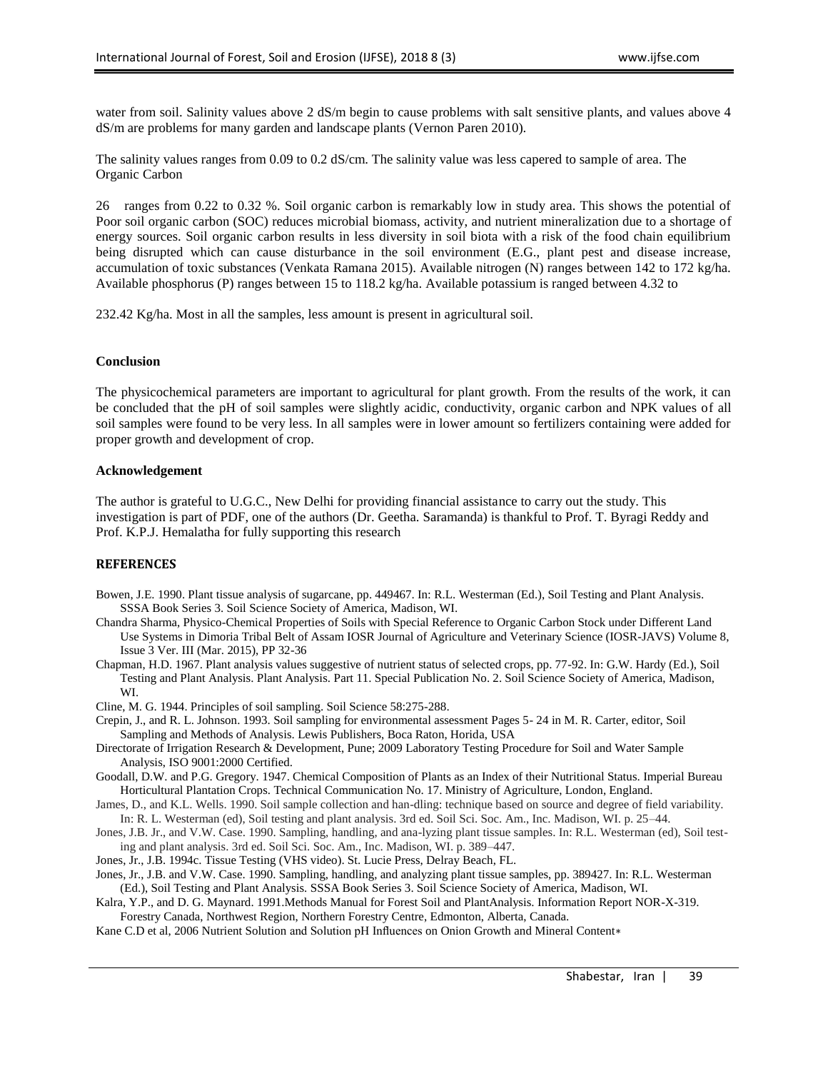water from soil. Salinity values above 2 dS/m begin to cause problems with salt sensitive plants, and values above 4 dS/m are problems for many garden and landscape plants (Vernon Paren 2010).

The salinity values ranges from 0.09 to 0.2 dS/cm. The salinity value was less capered to sample of area. The Organic Carbon

26 ranges from 0.22 to 0.32 %. Soil organic carbon is remarkably low in study area. This shows the potential of Poor soil organic carbon (SOC) reduces microbial biomass, activity, and nutrient mineralization due to a shortage of energy sources. Soil organic carbon results in less diversity in soil biota with a risk of the food chain equilibrium being disrupted which can cause disturbance in the soil environment (E.G., plant pest and disease increase, accumulation of toxic substances (Venkata Ramana 2015). Available nitrogen (N) ranges between 142 to 172 kg/ha. Available phosphorus (P) ranges between 15 to 118.2 kg/ha. Available potassium is ranged between 4.32 to

232.42 Kg/ha. Most in all the samples, less amount is present in agricultural soil.

**Conclusion**

The physicochemical parameters are important to agricultural for plant growth. From the results of the work, it can be concluded that the pH of soil samples were slightly acidic, conductivity, organic carbon and NPK values of all soil samples were found to be very less. In all samples were in lower amount so fertilizers containing were added for proper growth and development of crop.

**Acknowledgement**

The author is grateful to U.G.C., New Delhi for providing financial assistance to carry out the study. This investigation is part of PDF, one of the authors (Dr. Geetha. Saramanda) is thankful to Prof. T. Byragi Reddy and Prof. K.P.J. Hemalatha for fully supporting this research

## REFERENCES

Bowen, J.E. 1990. Plant tissue analysis of sugarcane, pp. 449467. In: R.L. Westerman (Ed.), Soil Testing and Plant Analysis. SSSA Book Series 3. Soil Science Society of America, Madison, WI.

Chandra Sharma, Physico-Chemical Properties of Soils with Special Reference to Organic Carbon Stock under Different Land Use Systems in Dimoria Tribal Belt of Assam IOSR Journal of Agriculture and Veterinary Science (IOSR-JAVS) Volume 8, Issue 3 Ver. III (Mar. 2015), PP 32-36

Chapman, H.D. 1967. Plant analysis values suggestive of nutrient status of selected crops, pp. 77-92. In: G.W. Hardy (Ed.), Soil Testing and Plant Analysis. Plant Analysis. Part 11. Special Publication No. 2. Soil Science Society of America, Madison, WI.

Cline, M. G. 1944. Principles of soil sampling. Soil Science 58:275-288.

Crepin, J., and R. L. Johnson. 1993. Soil sampling for environmental assessment Pages 5- 24 in M. R. Carter, editor, Soil Sampling and Methods of Analysis. Lewis Publishers, Boca Raton, Horida, USA

Directorate of Irrigation Research & Development, Pune; 2009 Laboratory Testing Procedure for Soil and Water Sample Analysis, ISO 9001:2000 Certified.

Goodall, D.W. and P.G. Gregory. 1947. Chemical Composition of Plants as an Index of their Nutritional Status. Imperial Bureau Horticultural Plantation Crops. Technical Communication No. 17. Ministry of Agriculture, London, England.

James, D., and K.L. Wells. 1990. Soil sample collection and han-dling: technique based on source and degree of field variability. In: R. L. Westerman (ed), Soil testing and plant analysis. 3rd ed. Soil Sci. Soc. Am., Inc. Madison, WI. p. 25–44.

Jones, J.B. Jr., and V.W. Case. 1990. Sampling, handling, and ana-lyzing plant tissue samples. In: R.L. Westerman (ed), Soil test-ing and plant analysis. 3rd ed. Soil Sci. Soc. Am., Inc. Madison, WI. p. 389–447.

Jones, Jr., J.B. 1994c. Tissue Testing (VHS video). St. Lucie Press, Delray Beach, FL.

Jones, Jr., J.B. and V.W. Case. 1990. Sampling, handling, and analyzing plant tissue samples, pp. 389427. In: R.L. Westerman (Ed.), Soil Testing and Plant Analysis. SSSA Book Series 3. Soil Science Society of America, Madison, WI.

Kalra, Y.P., and D. G. Maynard. 1991.Methods Manual for Forest Soil and PlantAnalysis. Information Report NOR-X-319. Forestry Canada, Northwest Region, Northern Forestry Centre, Edmonton, Alberta, Canada.

Kane C.D et al, 2006 Nutrient Solution and Solution pH Influences on Onion Growth and Mineral Content*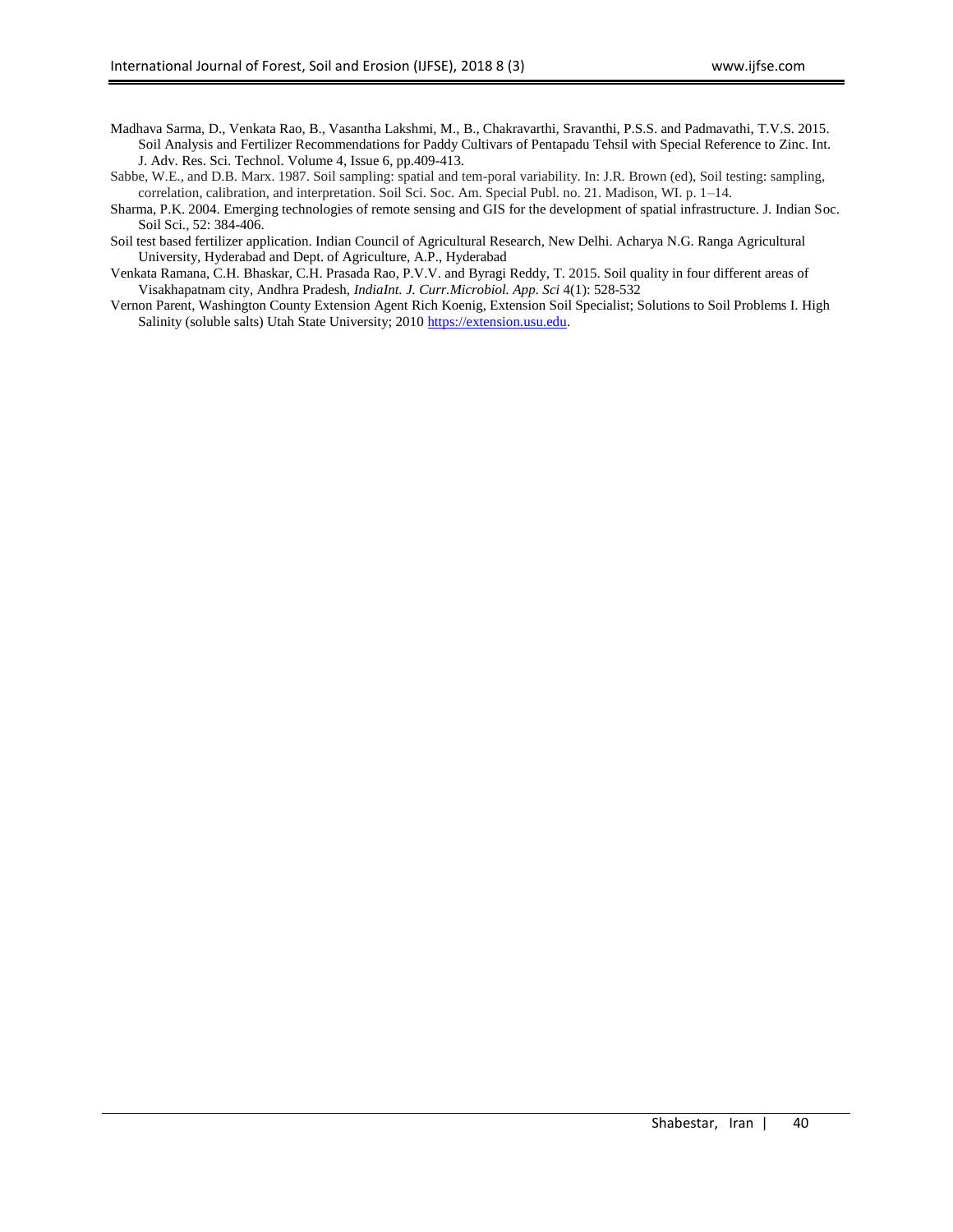Madhava Sarma, D., Venkata Rao, B., Vasantha Lakshmi, M., B., Chakravarthi, Sravanthi, P.S.S. and Padmavathi, T.V.S. 2015. Soil Analysis and Fertilizer Recommendations for Paddy Cultivars of Pentapadu Tehsil with Special Reference to Zinc. Int. J. Adv. Res. Sci. Technol. Volume 4, Issue 6, pp.409-413.

Sabbe, W.E., and D.B. Marx. 1987. Soil sampling: spatial and tem-poral variability. In: J.R. Brown (ed), Soil testing: sampling, correlation, calibration, and interpretation. Soil Sci. Soc. Am. Special Publ. no. 21. Madison, WI. p. 1–14.

Sharma, P.K. 2004. Emerging technologies of remote sensing and GIS for the development of spatial infrastructure. J. Indian Soc. Soil Sci., 52: 384-406.

Soil test based fertilizer application. Indian Council of Agricultural Research, New Delhi. Acharya N.G. Ranga Agricultural University, Hyderabad and Dept. of Agriculture, A.P., Hyderabad

Venkata Ramana, C.H. Bhaskar, C.H. Prasada Rao, P.V.V. and Byragi Reddy, T. 2015. Soil quality in four different areas of Visakhapatnam city, Andhra Pradesh, *IndiaInt. J. Curr.Microbiol. App. Sci* 4(1): 528-532

Vernon Parent, Washington County Extension Agent Rich Koenig, Extension Soil Specialist; Solutions to Soil Problems I. High Salinity (soluble salts) Utah State University; 2010 https://extension.usu.edu.